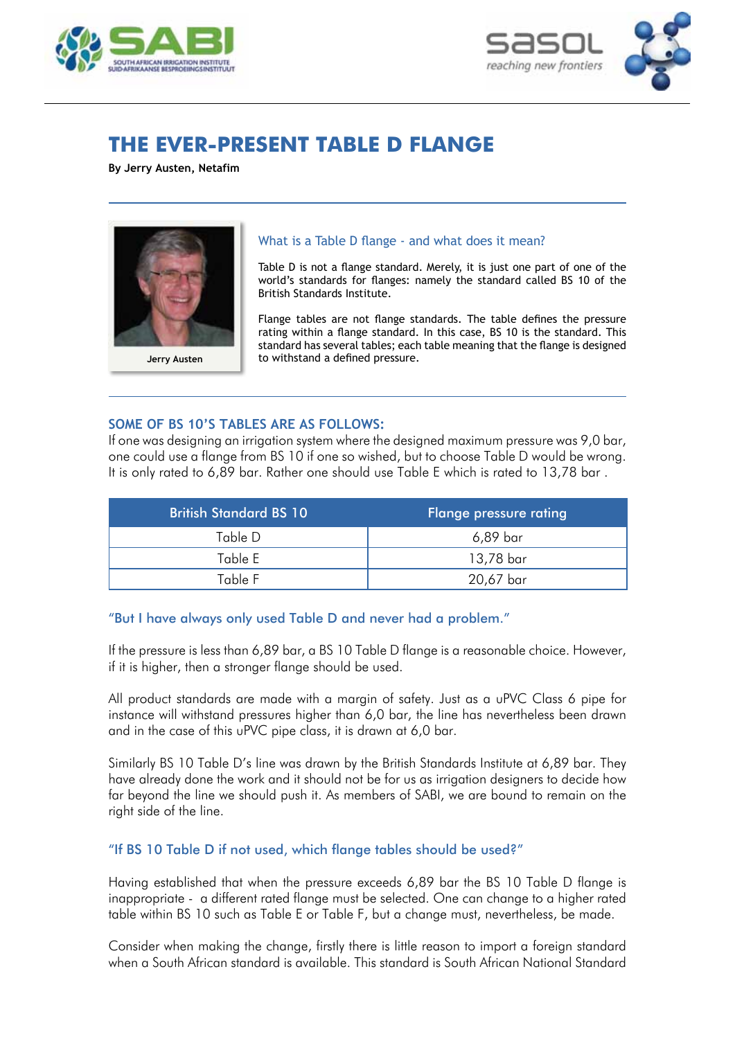# THE EVER-PRESENT TABLE D FLANGE

**By Jerry Austen, Netafim**

Jerry Austen

### What is a Table D flange - and what does it mean?

Table D is not a flange standard. Merely, it is just one part of one of the world's standards for flanges: namely the standard called BS 10 of the British Standards Institute.

Flange tables are not flange standards. The table defines the pressure rating within a flange standard. In this case, BS 10 is the standard. This standard has several tables; each table meaning that the flange is designed to withstand a defined pressure.

## SOME OF BS 10'S TABLES ARE AS FOLLOWS:

If one was designing an irrigation system where the designed maximum pressure was 9,0 bar, one could use a flange from BS 10 if one so wished, but to choose Table D would be wrong. It is only rated to 6,89 bar. Rather one should use Table E which is rated to 13,78 bar .

| British Standard BS 10 | Flange pressure rating |
|---|---|
| Table D | 6,89 bar |
| Table E | 13,78 bar |
| Table F | 20,67 bar |

### "But I have always only used Table D and never had a problem."

If the pressure is less than 6,89 bar, a BS 10 Table D flange is a reasonable choice. However, if it is higher, then a stronger flange should be used.

All product standards are made with a margin of safety. Just as a uPVC Class 6 pipe for instance will withstand pressures higher than 6,0 bar, the line has nevertheless been drawn and in the case of this uPVC pipe class, it is drawn at 6,0 bar.

Similarly BS 10 Table D's line was drawn by the British Standards Institute at 6,89 bar. They have already done the work and it should not be for us as irrigation designers to decide how far beyond the line we should push it. As members of SABI, we are bound to remain on the right side of the line.

### "If BS 10 Table D if not used, which flange tables should be used?"

Having established that when the pressure exceeds 6,89 bar the BS 10 Table D flange is inappropriate - a different rated flange must be selected. One can change to a higher rated table within BS 10 such as Table E or Table F, but a change must, nevertheless, be made.

Consider when making the change, firstly there is little reason to import a foreign standard when a South African standard is available. This standard is South African National Standard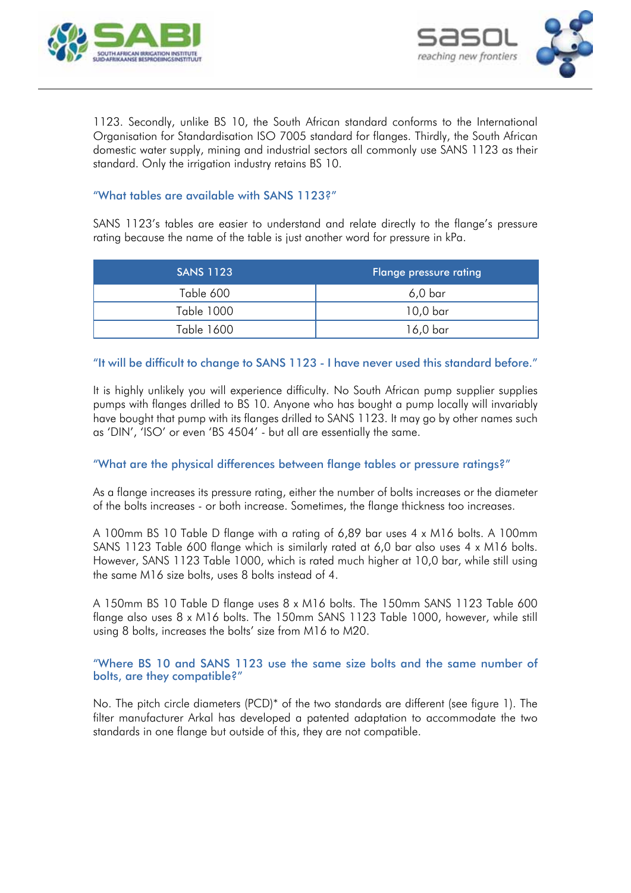1123. Secondly, unlike BS 10, the South African standard conforms to the International Organisation for Standardisation ISO 7005 standard for flanges. Thirdly, the South African domestic water supply, mining and industrial sectors all commonly use SANS 1123 as their standard. Only the irrigation industry retains BS 10.

### "What tables are available with SANS 1123?"

SANS 1123's tables are easier to understand and relate directly to the flange's pressure rating because the name of the table is just another word for pressure in kPa.

| SANS 1123 | Flange pressure rating |
| --- | --- |
| Table 600 | 6,0 bar |
| Table 1000 | 10,0 bar |
| Table 1600 | 16,0 bar |

### "It will be difficult to change to SANS 1123 - I have never used this standard before."

It is highly unlikely you will experience difficulty. No South African pump supplier supplies pumps with flanges drilled to BS 10. Anyone who has bought a pump locally will invariably have bought that pump with its flanges drilled to SANS 1123. It may go by other names such as 'DIN', 'ISO' or even 'BS 4504' - but all are essentially the same.

### "What are the physical differences between flange tables or pressure ratings?"

As a flange increases its pressure rating, either the number of bolts increases or the diameter of the bolts increases - or both increase. Sometimes, the flange thickness too increases.

A 100mm BS 10 Table D flange with a rating of 6,89 bar uses 4 x M16 bolts. A 100mm SANS 1123 Table 600 flange which is similarly rated at 6,0 bar also uses 4 x M16 bolts. However, SANS 1123 Table 1000, which is rated much higher at 10,0 bar, while still using the same M16 size bolts, uses 8 bolts instead of 4.

A 150mm BS 10 Table D flange uses 8 x M16 bolts. The 150mm SANS 1123 Table 600 flange also uses 8 x M16 bolts. The 150mm SANS 1123 Table 1000, however, while still using 8 bolts, increases the bolts' size from M16 to M20.

### "Where BS 10 and SANS 1123 use the same size bolts and the same number of bolts, are they compatible?"

No. The pitch circle diameters (PCD)* of the two standards are different (see figure 1). The filter manufacturer Arkal has developed a patented adaptation to accommodate the two standards in one flange but outside of this, they are not compatible.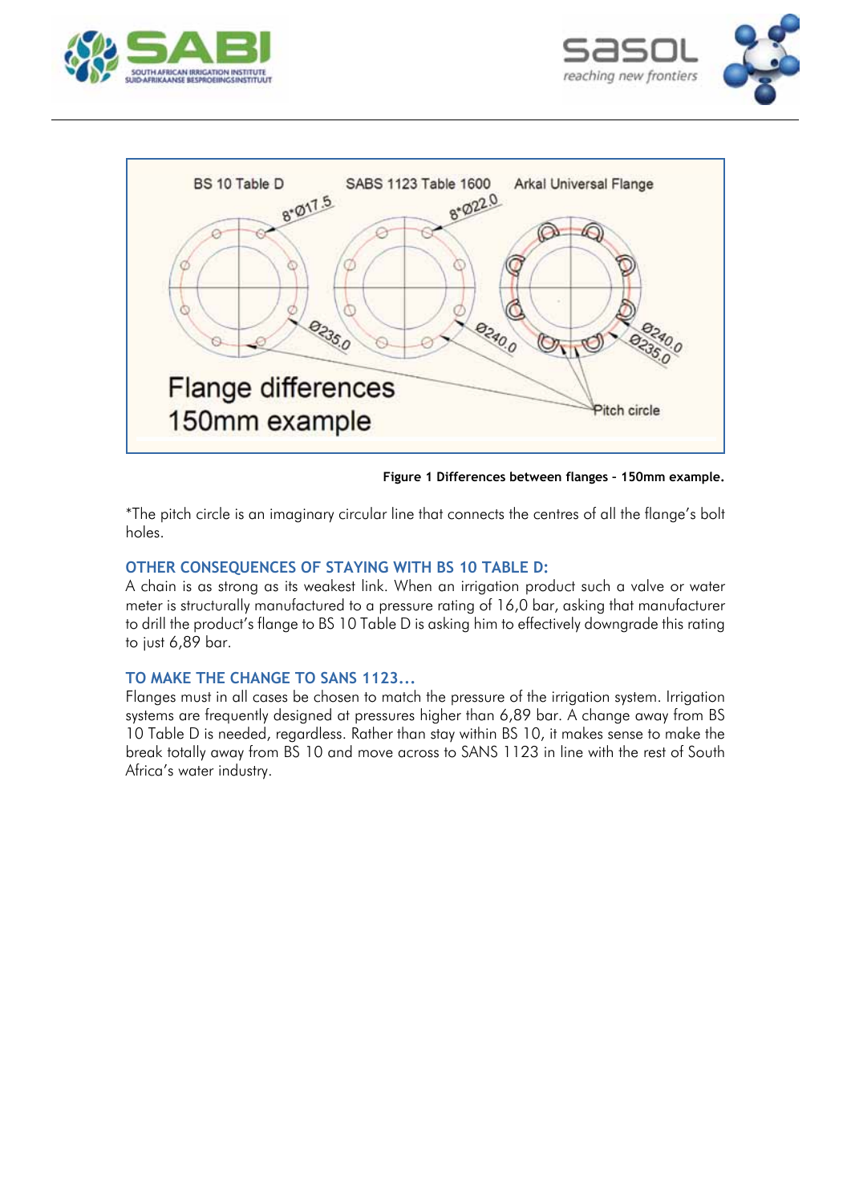BS 10 Table D

SABS 1123 Table 1600

Arkal Universal Flange

8*Ø17.5

8*Ø22.0

Ø235.0

Ø240.0

Ø240.0

Ø235.0

Flange differences

150mm example

Pitch circle

**Figure 1 Differences between flanges – 150mm example.**

*The pitch circle is an imaginary circular line that connects the centres of all the flange's bolt holes.

### OTHER CONSEQUENCES OF STAYING WITH BS 10 TABLE D:

A chain is as strong as its weakest link. When an irrigation product such a valve or water meter is structurally manufactured to a pressure rating of 16,0 bar, asking that manufacturer to drill the product's flange to BS 10 Table D is asking him to effectively downgrade this rating to just 6,89 bar.

### TO MAKE THE CHANGE TO SANS 1123…

Flanges must in all cases be chosen to match the pressure of the irrigation system. Irrigation systems are frequently designed at pressures higher than 6,89 bar. A change away from BS 10 Table D is needed, regardless. Rather than stay within BS 10, it makes sense to make the break totally away from BS 10 and move across to SANS 1123 in line with the rest of South Africa's water industry.